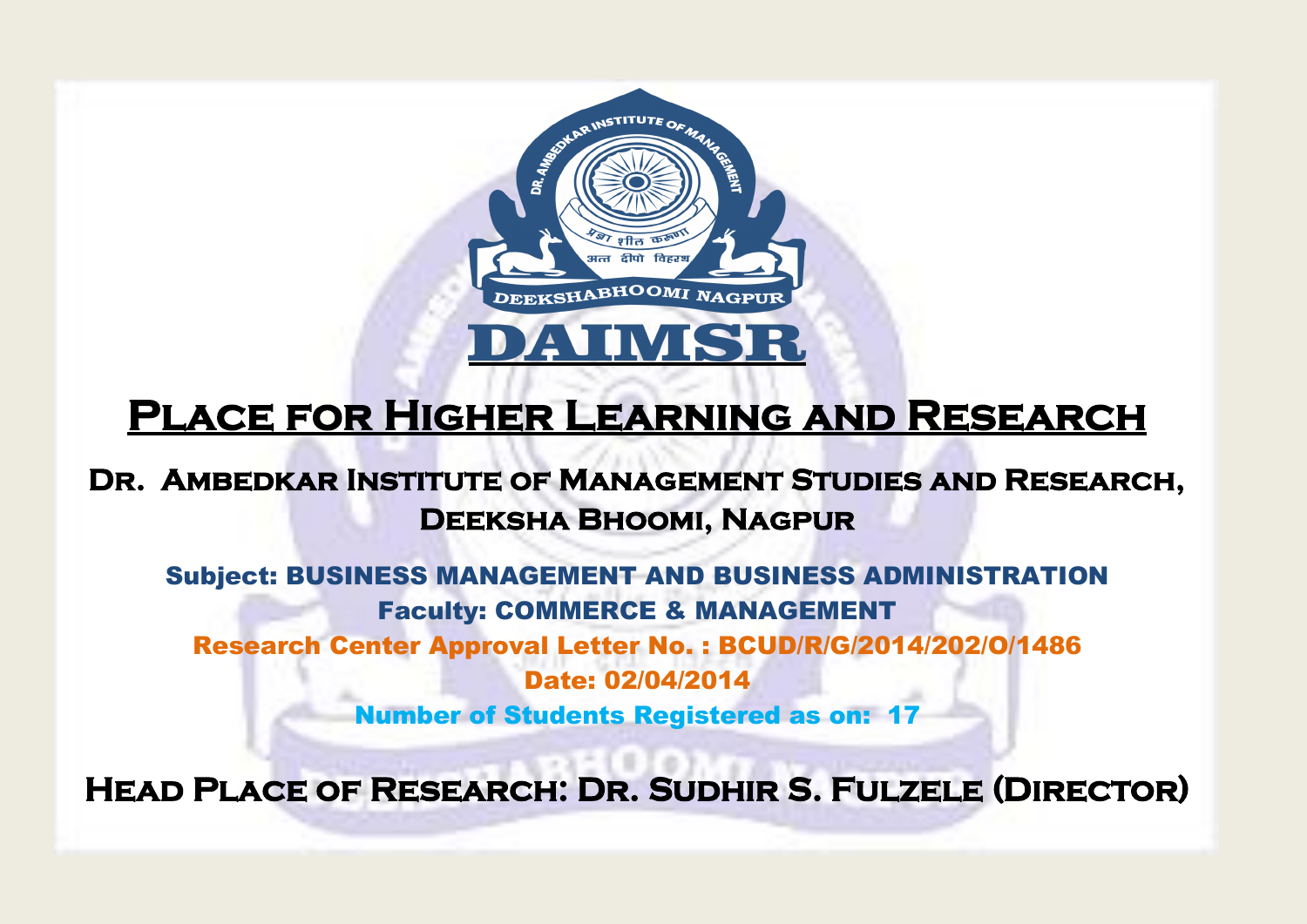# DAIMSR

## Place for Higher Learning and Research

### Dr. Ambedkar Institute of Management Studies and Research, Deeksha Bhoomi, Nagpur

**Subject: BUSINESS MANAGEMENT AND BUSINESS ADMINISTRATION**

**Faculty: COMMERCE & MANAGEMENT**

**Research Center Approval Letter No. : BCUD/R/G/2014/202/O/1486**

**Date: 02/04/2014**

**Number of Students Registered as on: 17**

### Head Place of Research: Dr. Sudhir S. Fulzele (Director)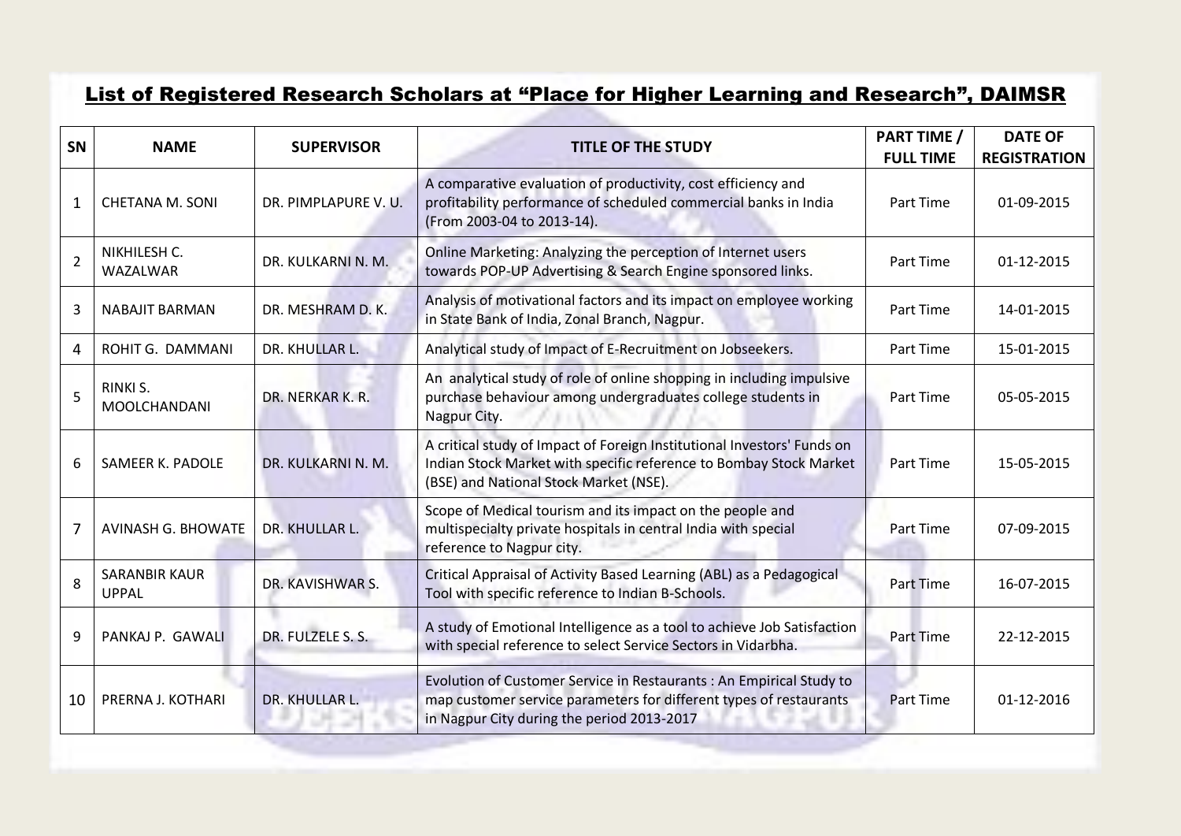## List of Registered Research Scholars at "Place for Higher Learning and Research", DAIMSR

| SN | NAME | SUPERVISOR | TITLE OF THE STUDY | PART TIME / FULL TIME | DATE OF REGISTRATION |
|---|---|---|---|---|---|
| 1 | CHETANA M. SONI | DR. PIMPLAPURE V. U. | A comparative evaluation of productivity, cost efficiency and profitability performance of scheduled commercial banks in India (From 2003-04 to 2013-14). | Part Time | 01-09-2015 |
| 2 | NIKHILESH C. WAZALWAR | DR. KULKARNI N. M. | Online Marketing: Analyzing the perception of Internet users towards POP-UP Advertising & Search Engine sponsored links. | Part Time | 01-12-2015 |
| 3 | NABAJIT BARMAN | DR. MESHRAM D. K. | Analysis of motivational factors and its impact on employee working in State Bank of India, Zonal Branch, Nagpur. | Part Time | 14-01-2015 |
| 4 | ROHIT G. DAMMANI | DR. KHULLAR L. | Analytical study of Impact of E-Recruitment on Jobseekers. | Part Time | 15-01-2015 |
| 5 | RINKI S. MOOLCHANDANI | DR. NERKAR K. R. | An analytical study of role of online shopping in including impulsive purchase behaviour among undergraduates college students in Nagpur City. | Part Time | 05-05-2015 |
| 6 | SAMEER K. PADOLE | DR. KULKARNI N. M. | A critical study of Impact of Foreign Institutional Investors' Funds on Indian Stock Market with specific reference to Bombay Stock Market (BSE) and National Stock Market (NSE). | Part Time | 15-05-2015 |
| 7 | AVINASH G. BHOWATE | DR. KHULLAR L. | Scope of Medical tourism and its impact on the people and multispecialty private hospitals in central India with special reference to Nagpur city. | Part Time | 07-09-2015 |
| 8 | SARANBIR KAUR UPPAL | DR. KAVISHWAR S. | Critical Appraisal of Activity Based Learning (ABL) as a Pedagogical Tool with specific reference to Indian B-Schools. | Part Time | 16-07-2015 |
| 9 | PANKAJ P. GAWALI | DR. FULZELE S. S. | A study of Emotional Intelligence as a tool to achieve Job Satisfaction with special reference to select Service Sectors in Vidarbha. | Part Time | 22-12-2015 |
| 10 | PRERNA J. KOTHARI | DR. KHULLAR L. | Evolution of Customer Service in Restaurants : An Empirical Study to map customer service parameters for different types of restaurants in Nagpur City during the period 2013-2017 | Part Time | 01-12-2016 |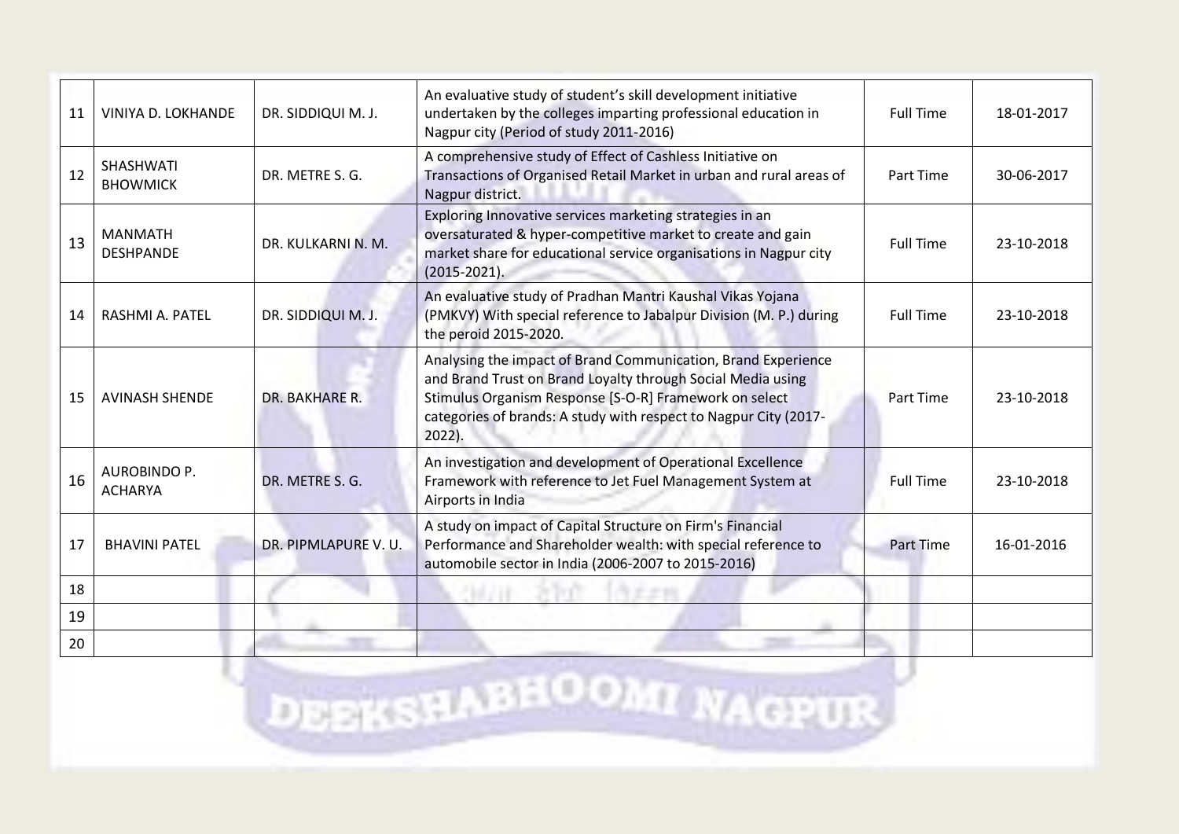| 11 | VINIYA D. LOKHANDE | DR. SIDDIQUI M. J. | An evaluative study of student's skill development initiative undertaken by the colleges imparting professional education in Nagpur city (Period of study 2011-2016) | Full Time | 18-01-2017 |
|---|---|---|---|---|---|
| 12 | SHASHWATI BHOWMICK | DR. METRE S. G. | A comprehensive study of Effect of Cashless Initiative on Transactions of Organised Retail Market in urban and rural areas of Nagpur district. | Part Time | 30-06-2017 |
| 13 | MANMATH DESHPANDE | DR. KULKARNI N. M. | Exploring Innovative services marketing strategies in an oversaturated & hyper-competitive market to create and gain market share for educational service organisations in Nagpur city (2015-2021). | Full Time | 23-10-2018 |
| 14 | RASHMI A. PATEL | DR. SIDDIQUI M. J. | An evaluative study of Pradhan Mantri Kaushal Vikas Yojana (PMKVY) With special reference to Jabalpur Division (M. P.) during the peroid 2015-2020. | Full Time | 23-10-2018 |
| 15 | AVINASH SHENDE | DR. BAKHARE R. | Analysing the impact of Brand Communication, Brand Experience and Brand Trust on Brand Loyalty through Social Media using Stimulus Organism Response [S-O-R] Framework on select categories of brands: A study with respect to Nagpur City (2017-2022). | Part Time | 23-10-2018 |
| 16 | AUROBINDO P. ACHARYA | DR. METRE S. G. | An investigation and development of Operational Excellence Framework with reference to Jet Fuel Management System at Airports in India | Full Time | 23-10-2018 |
| 17 | BHAVINI PATEL | DR. PIPMLAPURE V. U. | A study on impact of Capital Structure on Firm's Financial Performance and Shareholder wealth: with special reference to automobile sector in India (2006-2007 to 2015-2016) | Part Time | 16-01-2016 |
| 18 | | | | | |
| 19 | | | | | |
| 20 | | | | | |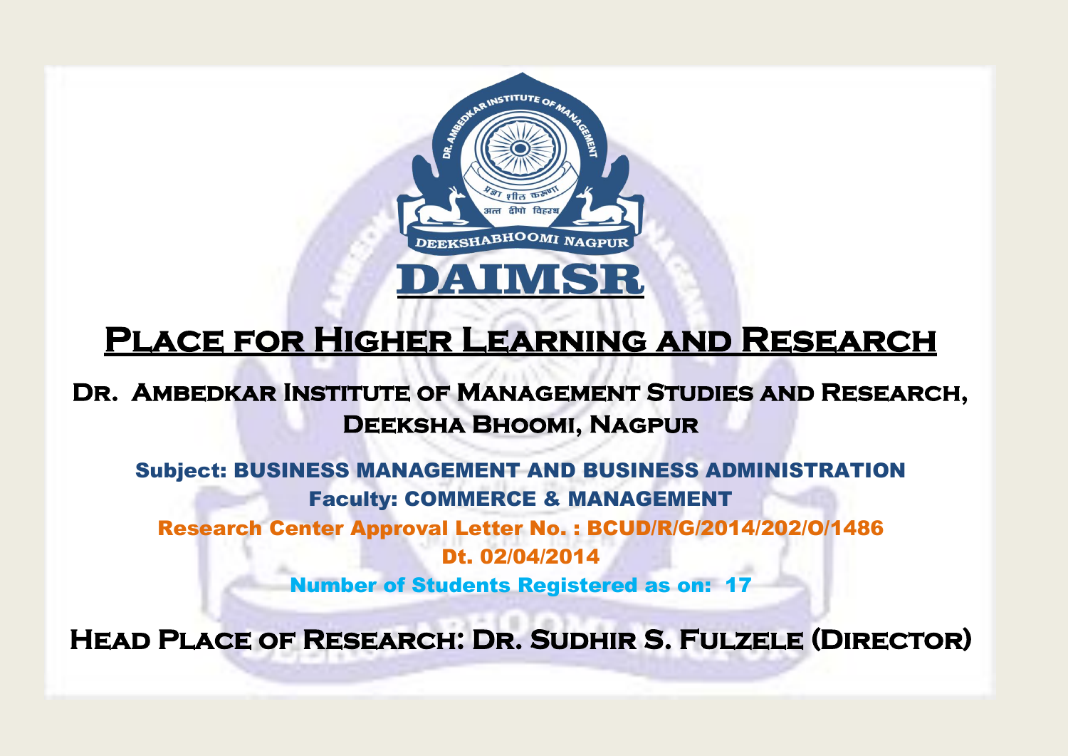# DAIMSR

## Place for Higher Learning and Research

### Dr. Ambedkar Institute of Management Studies and Research, Deeksha Bhoomi, Nagpur

**Subject: BUSINESS MANAGEMENT AND BUSINESS ADMINISTRATION**

**Faculty: COMMERCE & MANAGEMENT**

**Research Center Approval Letter No. : BCUD/R/G/2014/202/O/1486**

**Dt. 02/04/2014**

**Number of Students Registered as on: 17**

### Head Place of Research: Dr. Sudhir S. Fulzele (Director)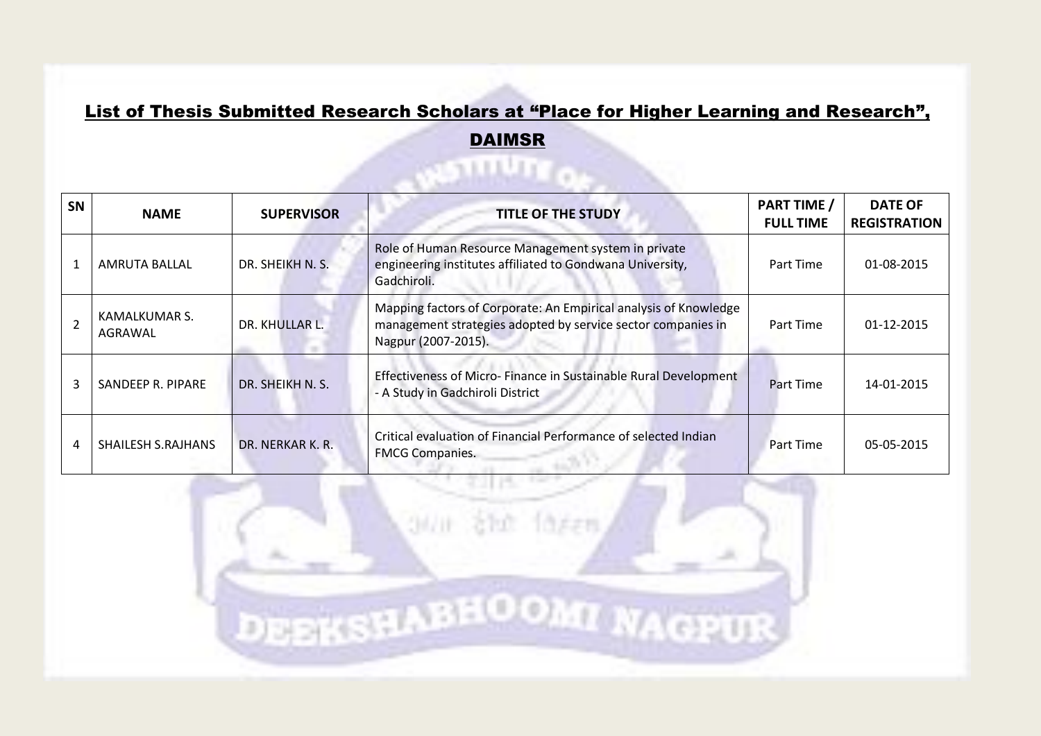# List of Thesis Submitted Research Scholars at "Place for Higher Learning and Research", DAIMSR

| SN | NAME | SUPERVISOR | TITLE OF THE STUDY | PART TIME / FULL TIME | DATE OF REGISTRATION |
|---|---|---|---|---|---|
| 1 | AMRUTA BALLAL | DR. SHEIKH N. S. | Role of Human Resource Management system in private engineering institutes affiliated to Gondwana University, Gadchiroli. | Part Time | 01-08-2015 |
| 2 | KAMALKUMAR S. AGRAWAL | DR. KHULLAR L. | Mapping factors of Corporate: An Empirical analysis of Knowledge management strategies adopted by service sector companies in Nagpur (2007-2015). | Part Time | 01-12-2015 |
| 3 | SANDEEP R. PIPARE | DR. SHEIKH N. S. | Effectiveness of Micro- Finance in Sustainable Rural Development - A Study in Gadchiroli District | Part Time | 14-01-2015 |
| 4 | SHAILESH S.RAJHANS | DR. NERKAR K. R. | Critical evaluation of Financial Performance of selected Indian FMCG Companies. | Part Time | 05-05-2015 |